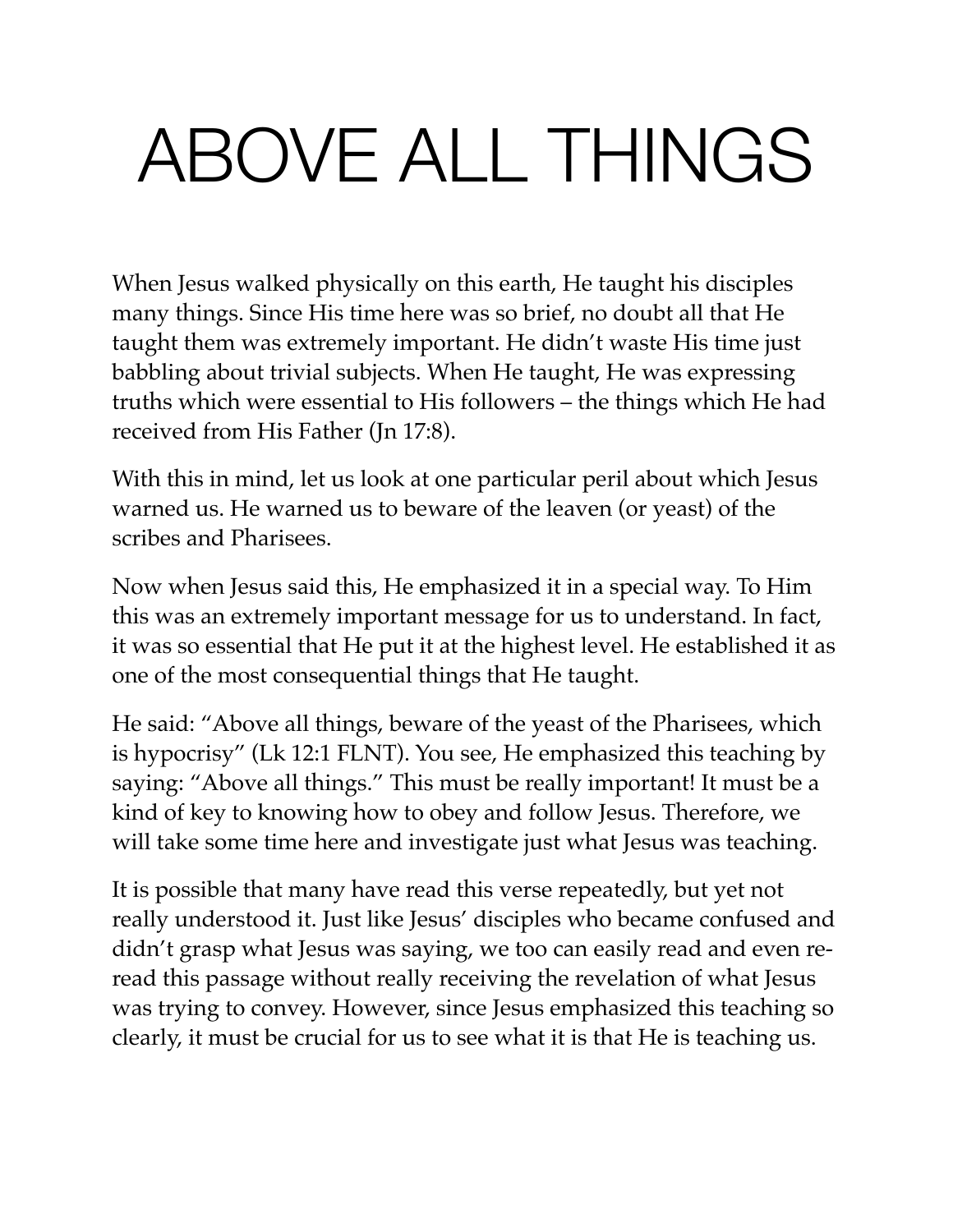# ABOVE ALL THINGS

When Jesus walked physically on this earth, He taught his disciples many things. Since His time here was so brief, no doubt all that He taught them was extremely important. He didn't waste His time just babbling about trivial subjects. When He taught, He was expressing truths which were essential to His followers – the things which He had received from His Father (Jn 17:8).

With this in mind, let us look at one particular peril about which Jesus warned us. He warned us to beware of the leaven (or yeast) of the scribes and Pharisees.

Now when Jesus said this, He emphasized it in a special way. To Him this was an extremely important message for us to understand. In fact, it was so essential that He put it at the highest level. He established it as one of the most consequential things that He taught.

He said: "Above all things, beware of the yeast of the Pharisees, which is hypocrisy" (Lk 12:1 FLNT). You see, He emphasized this teaching by saying: "Above all things." This must be really important! It must be a kind of key to knowing how to obey and follow Jesus. Therefore, we will take some time here and investigate just what Jesus was teaching.

It is possible that many have read this verse repeatedly, but yet not really understood it. Just like Jesus' disciples who became confused and didn't grasp what Jesus was saying, we too can easily read and even re-read this passage without really receiving the revelation of what Jesus was trying to convey. However, since Jesus emphasized this teaching so clearly, it must be crucial for us to see what it is that He is teaching us.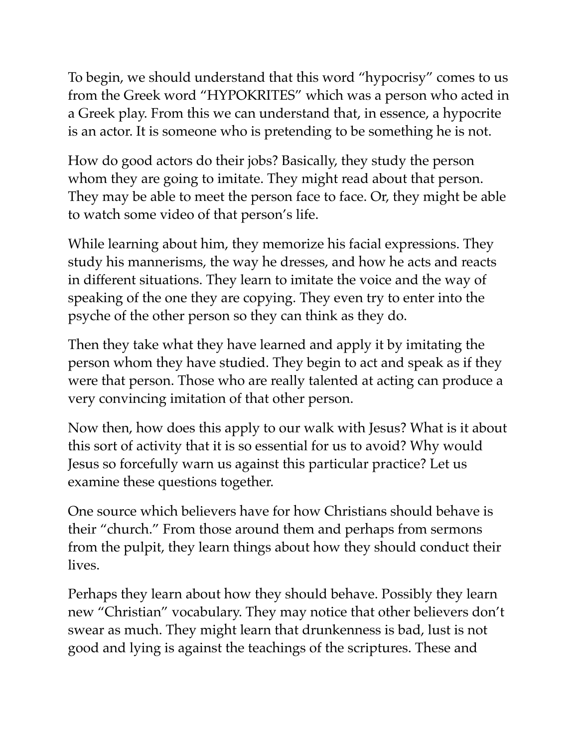To begin, we should understand that this word "hypocrisy" comes to us from the Greek word "HYPOKRITES" which was a person who acted in a Greek play. From this we can understand that, in essence, a hypocrite is an actor. It is someone who is pretending to be something he is not.

How do good actors do their jobs? Basically, they study the person whom they are going to imitate. They might read about that person. They may be able to meet the person face to face. Or, they might be able to watch some video of that person's life.

While learning about him, they memorize his facial expressions. They study his mannerisms, the way he dresses, and how he acts and reacts in different situations. They learn to imitate the voice and the way of speaking of the one they are copying. They even try to enter into the psyche of the other person so they can think as they do.

Then they take what they have learned and apply it by imitating the person whom they have studied. They begin to act and speak as if they were that person. Those who are really talented at acting can produce a very convincing imitation of that other person.

Now then, how does this apply to our walk with Jesus? What is it about this sort of activity that it is so essential for us to avoid? Why would Jesus so forcefully warn us against this particular practice? Let us examine these questions together.

One source which believers have for how Christians should behave is their "church." From those around them and perhaps from sermons from the pulpit, they learn things about how they should conduct their lives.

Perhaps they learn about how they should behave. Possibly they learn new "Christian" vocabulary. They may notice that other believers don't swear as much. They might learn that drunkenness is bad, lust is not good and lying is against the teachings of the scriptures. These and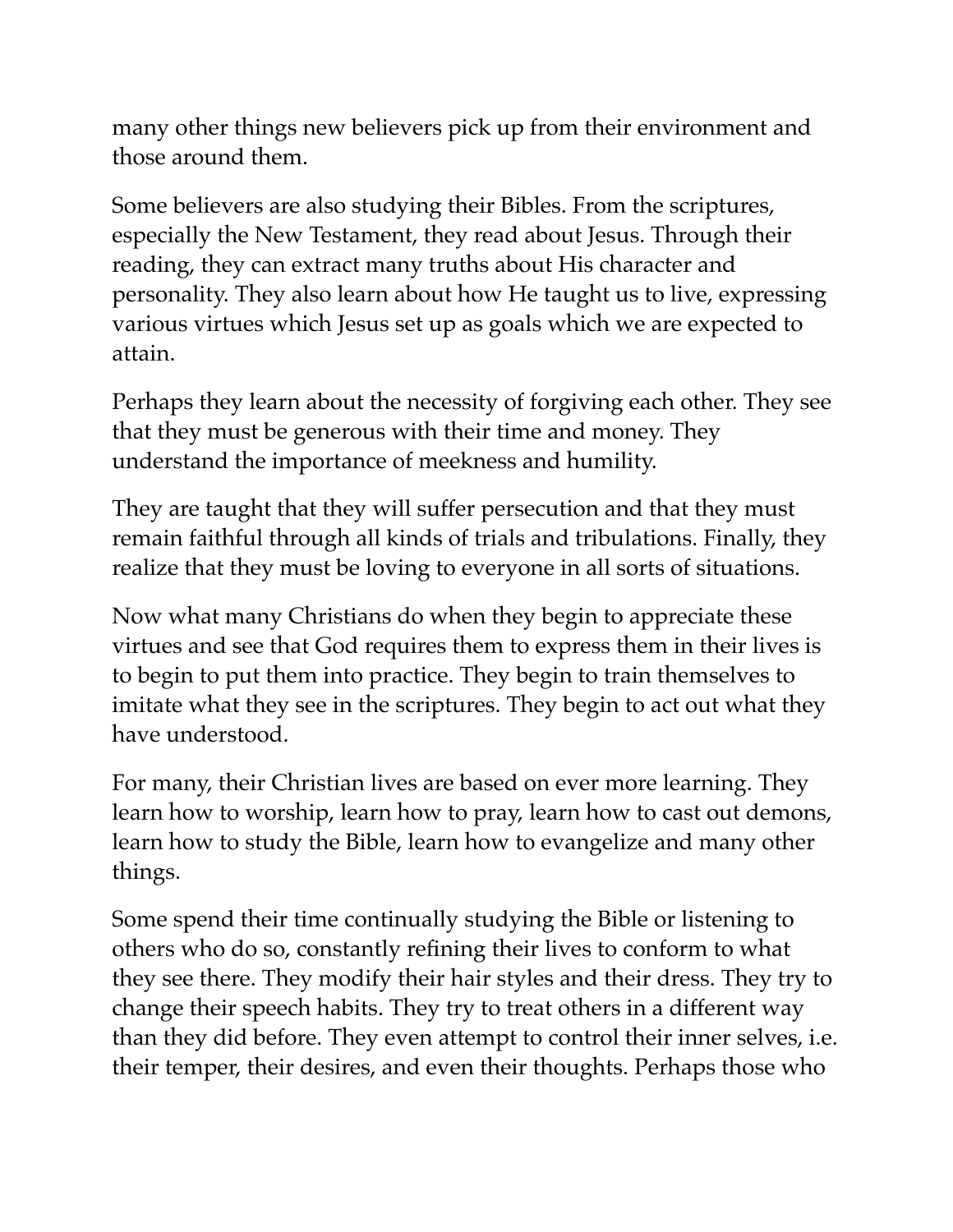many other things new believers pick up from their environment and those around them.

Some believers are also studying their Bibles. From the scriptures, especially the New Testament, they read about Jesus. Through their reading, they can extract many truths about His character and personality. They also learn about how He taught us to live, expressing various virtues which Jesus set up as goals which we are expected to attain.

Perhaps they learn about the necessity of forgiving each other. They see that they must be generous with their time and money. They understand the importance of meekness and humility.

They are taught that they will suffer persecution and that they must remain faithful through all kinds of trials and tribulations. Finally, they realize that they must be loving to everyone in all sorts of situations.

Now what many Christians do when they begin to appreciate these virtues and see that God requires them to express them in their lives is to begin to put them into practice. They begin to train themselves to imitate what they see in the scriptures. They begin to act out what they have understood.

For many, their Christian lives are based on ever more learning. They learn how to worship, learn how to pray, learn how to cast out demons, learn how to study the Bible, learn how to evangelize and many other things.

Some spend their time continually studying the Bible or listening to others who do so, constantly refining their lives to conform to what they see there. They modify their hair styles and their dress. They try to change their speech habits. They try to treat others in a different way than they did before. They even attempt to control their inner selves, i.e. their temper, their desires, and even their thoughts. Perhaps those who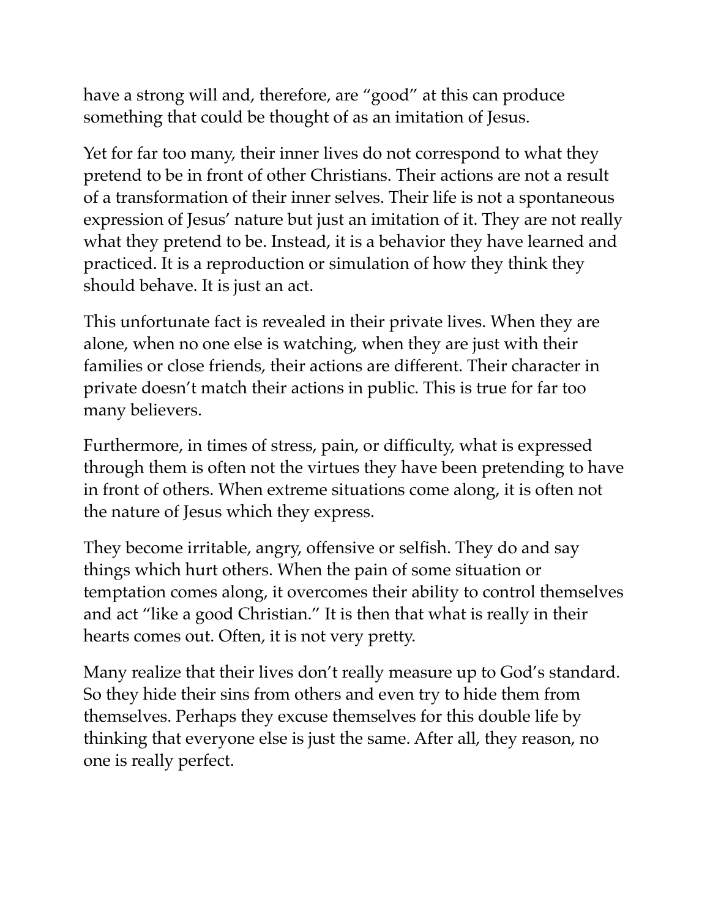have a strong will and, therefore, are "good" at this can produce something that could be thought of as an imitation of Jesus.

Yet for far too many, their inner lives do not correspond to what they pretend to be in front of other Christians. Their actions are not a result of a transformation of their inner selves. Their life is not a spontaneous expression of Jesus' nature but just an imitation of it. They are not really what they pretend to be. Instead, it is a behavior they have learned and practiced. It is a reproduction or simulation of how they think they should behave. It is just an act.

This unfortunate fact is revealed in their private lives. When they are alone, when no one else is watching, when they are just with their families or close friends, their actions are different. Their character in private doesn't match their actions in public. This is true for far too many believers.

Furthermore, in times of stress, pain, or difficulty, what is expressed through them is often not the virtues they have been pretending to have in front of others. When extreme situations come along, it is often not the nature of Jesus which they express.

They become irritable, angry, offensive or selfish. They do and say things which hurt others. When the pain of some situation or temptation comes along, it overcomes their ability to control themselves and act "like a good Christian." It is then that what is really in their hearts comes out. Often, it is not very pretty.

Many realize that their lives don't really measure up to God's standard. So they hide their sins from others and even try to hide them from themselves. Perhaps they excuse themselves for this double life by thinking that everyone else is just the same. After all, they reason, no one is really perfect.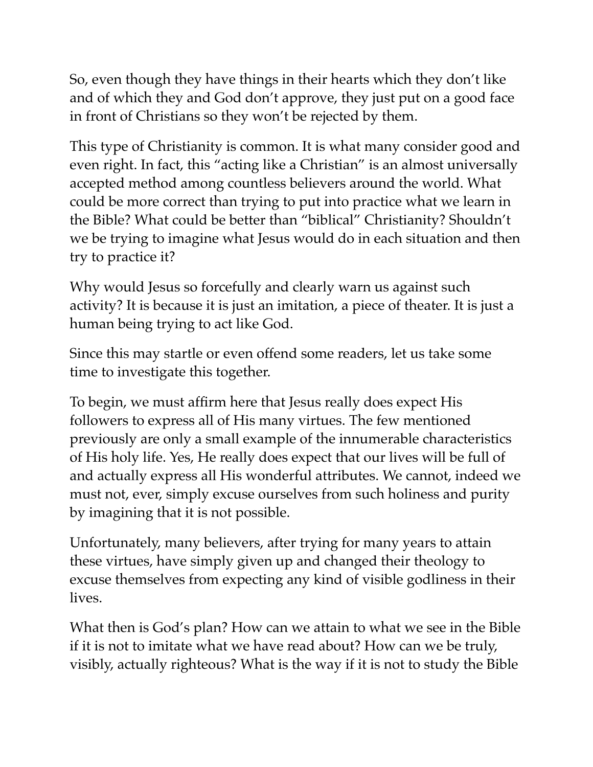So, even though they have things in their hearts which they don't like and of which they and God don't approve, they just put on a good face in front of Christians so they won't be rejected by them.

This type of Christianity is common. It is what many consider good and even right. In fact, this "acting like a Christian" is an almost universally accepted method among countless believers around the world. What could be more correct than trying to put into practice what we learn in the Bible? What could be better than "biblical" Christianity? Shouldn't we be trying to imagine what Jesus would do in each situation and then try to practice it?

Why would Jesus so forcefully and clearly warn us against such activity? It is because it is just an imitation, a piece of theater. It is just a human being trying to act like God.

Since this may startle or even offend some readers, let us take some time to investigate this together.

To begin, we must affirm here that Jesus really does expect His followers to express all of His many virtues. The few mentioned previously are only a small example of the innumerable characteristics of His holy life. Yes, He really does expect that our lives will be full of and actually express all His wonderful attributes. We cannot, indeed we must not, ever, simply excuse ourselves from such holiness and purity by imagining that it is not possible.

Unfortunately, many believers, after trying for many years to attain these virtues, have simply given up and changed their theology to excuse themselves from expecting any kind of visible godliness in their lives.

What then is God's plan? How can we attain to what we see in the Bible if it is not to imitate what we have read about? How can we be truly, visibly, actually righteous? What is the way if it is not to study the Bible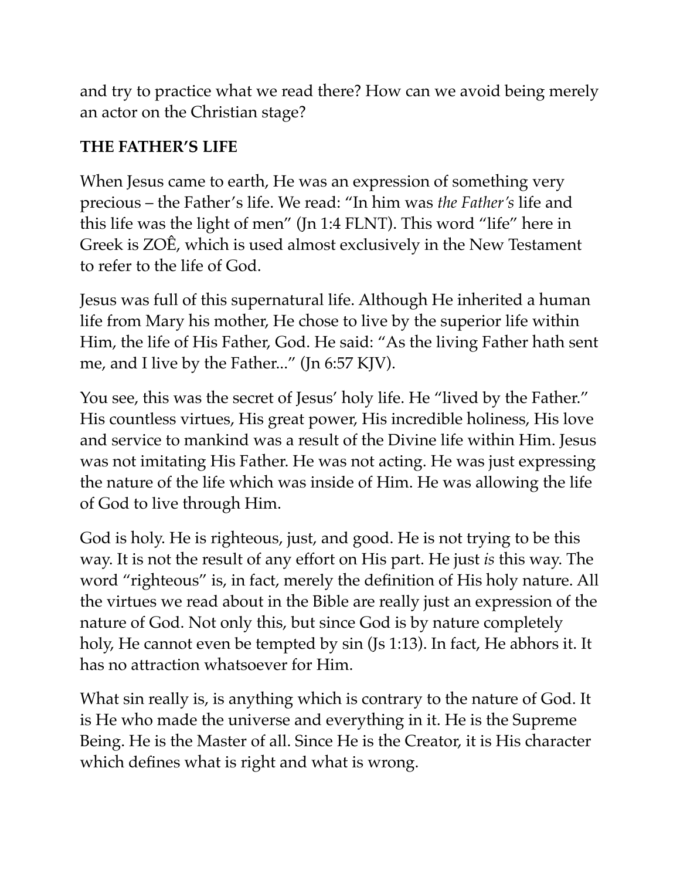and try to practice what we read there? How can we avoid being merely an actor on the Christian stage?

## THE FATHER'S LIFE

When Jesus came to earth, He was an expression of something very precious – the Father's life. We read: "In him was *the Father's* life and this life was the light of men" (Jn 1:4 FLNT). This word "life" here in Greek is ZOÊ, which is used almost exclusively in the New Testament to refer to the life of God.

Jesus was full of this supernatural life. Although He inherited a human life from Mary his mother, He chose to live by the superior life within Him, the life of His Father, God. He said: "As the living Father hath sent me, and I live by the Father..." (Jn 6:57 KJV).

You see, this was the secret of Jesus' holy life. He "lived by the Father." His countless virtues, His great power, His incredible holiness, His love and service to mankind was a result of the Divine life within Him. Jesus was not imitating His Father. He was not acting. He was just expressing the nature of the life which was inside of Him. He was allowing the life of God to live through Him.

God is holy. He is righteous, just, and good. He is not trying to be this way. It is not the result of any effort on His part. He just *is* this way. The word "righteous" is, in fact, merely the definition of His holy nature. All the virtues we read about in the Bible are really just an expression of the nature of God. Not only this, but since God is by nature completely holy, He cannot even be tempted by sin (Js 1:13). In fact, He abhors it. It has no attraction whatsoever for Him.

What sin really is, is anything which is contrary to the nature of God. It is He who made the universe and everything in it. He is the Supreme Being. He is the Master of all. Since He is the Creator, it is His character which defines what is right and what is wrong.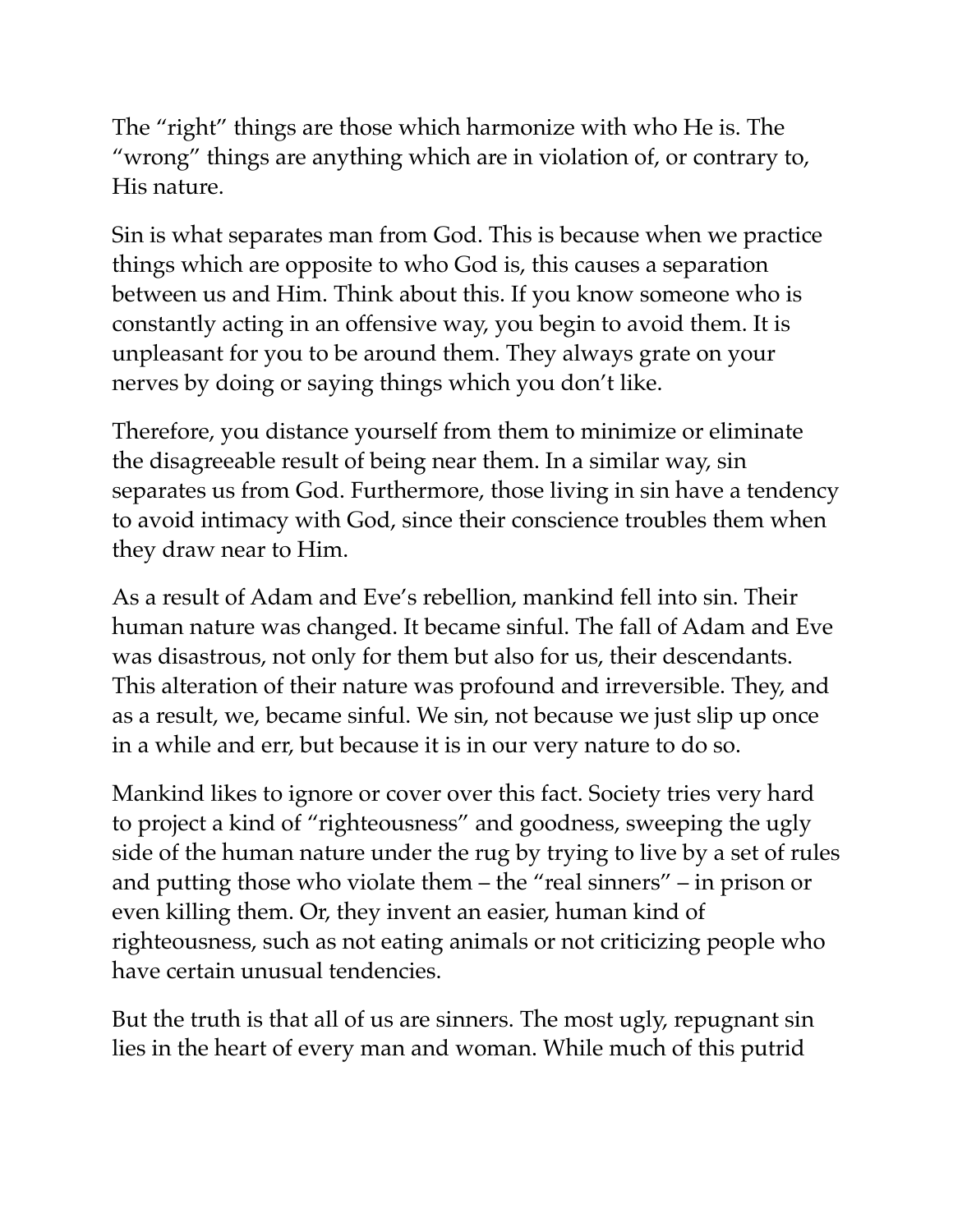The “right” things are those which harmonize with who He is. The “wrong” things are anything which are in violation of, or contrary to, His nature.

Sin is what separates man from God. This is because when we practice things which are opposite to who God is, this causes a separation between us and Him. Think about this. If you know someone who is constantly acting in an offensive way, you begin to avoid them. It is unpleasant for you to be around them. They always grate on your nerves by doing or saying things which you don’t like.

Therefore, you distance yourself from them to minimize or eliminate the disagreeable result of being near them. In a similar way, sin separates us from God. Furthermore, those living in sin have a tendency to avoid intimacy with God, since their conscience troubles them when they draw near to Him.

As a result of Adam and Eve’s rebellion, mankind fell into sin. Their human nature was changed. It became sinful. The fall of Adam and Eve was disastrous, not only for them but also for us, their descendants. This alteration of their nature was profound and irreversible. They, and as a result, we, became sinful. We sin, not because we just slip up once in a while and err, but because it is in our very nature to do so.

Mankind likes to ignore or cover over this fact. Society tries very hard to project a kind of “righteousness” and goodness, sweeping the ugly side of the human nature under the rug by trying to live by a set of rules and putting those who violate them – the “real sinners” – in prison or even killing them. Or, they invent an easier, human kind of righteousness, such as not eating animals or not criticizing people who have certain unusual tendencies.

But the truth is that all of us are sinners. The most ugly, repugnant sin lies in the heart of every man and woman. While much of this putrid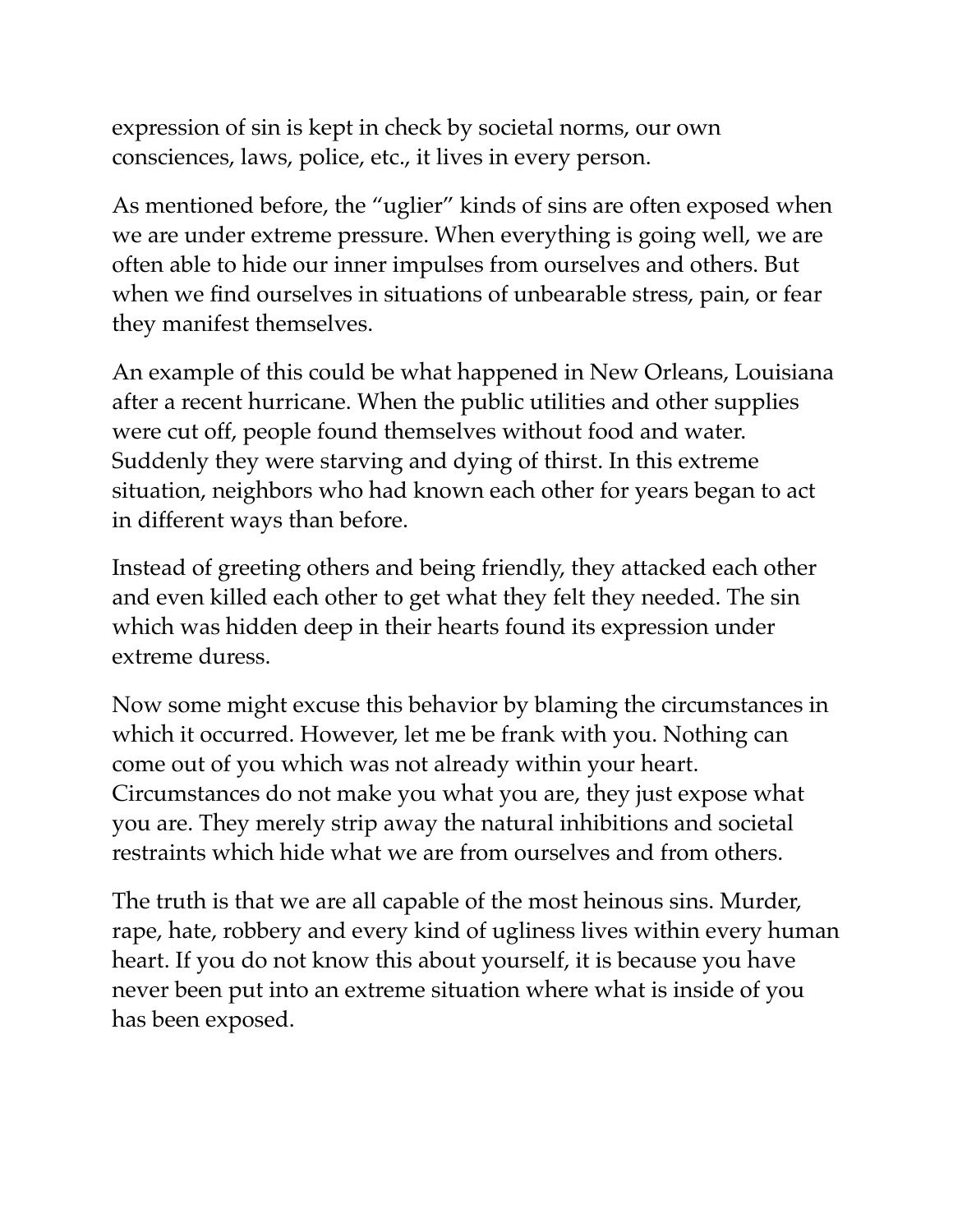expression of sin is kept in check by societal norms, our own consciences, laws, police, etc., it lives in every person.

As mentioned before, the "uglier" kinds of sins are often exposed when we are under extreme pressure. When everything is going well, we are often able to hide our inner impulses from ourselves and others. But when we find ourselves in situations of unbearable stress, pain, or fear they manifest themselves.

An example of this could be what happened in New Orleans, Louisiana after a recent hurricane. When the public utilities and other supplies were cut off, people found themselves without food and water. Suddenly they were starving and dying of thirst. In this extreme situation, neighbors who had known each other for years began to act in different ways than before.

Instead of greeting others and being friendly, they attacked each other and even killed each other to get what they felt they needed. The sin which was hidden deep in their hearts found its expression under extreme duress.

Now some might excuse this behavior by blaming the circumstances in which it occurred. However, let me be frank with you. Nothing can come out of you which was not already within your heart. Circumstances do not make you what you are, they just expose what you are. They merely strip away the natural inhibitions and societal restraints which hide what we are from ourselves and from others.

The truth is that we are all capable of the most heinous sins. Murder, rape, hate, robbery and every kind of ugliness lives within every human heart. If you do not know this about yourself, it is because you have never been put into an extreme situation where what is inside of you has been exposed.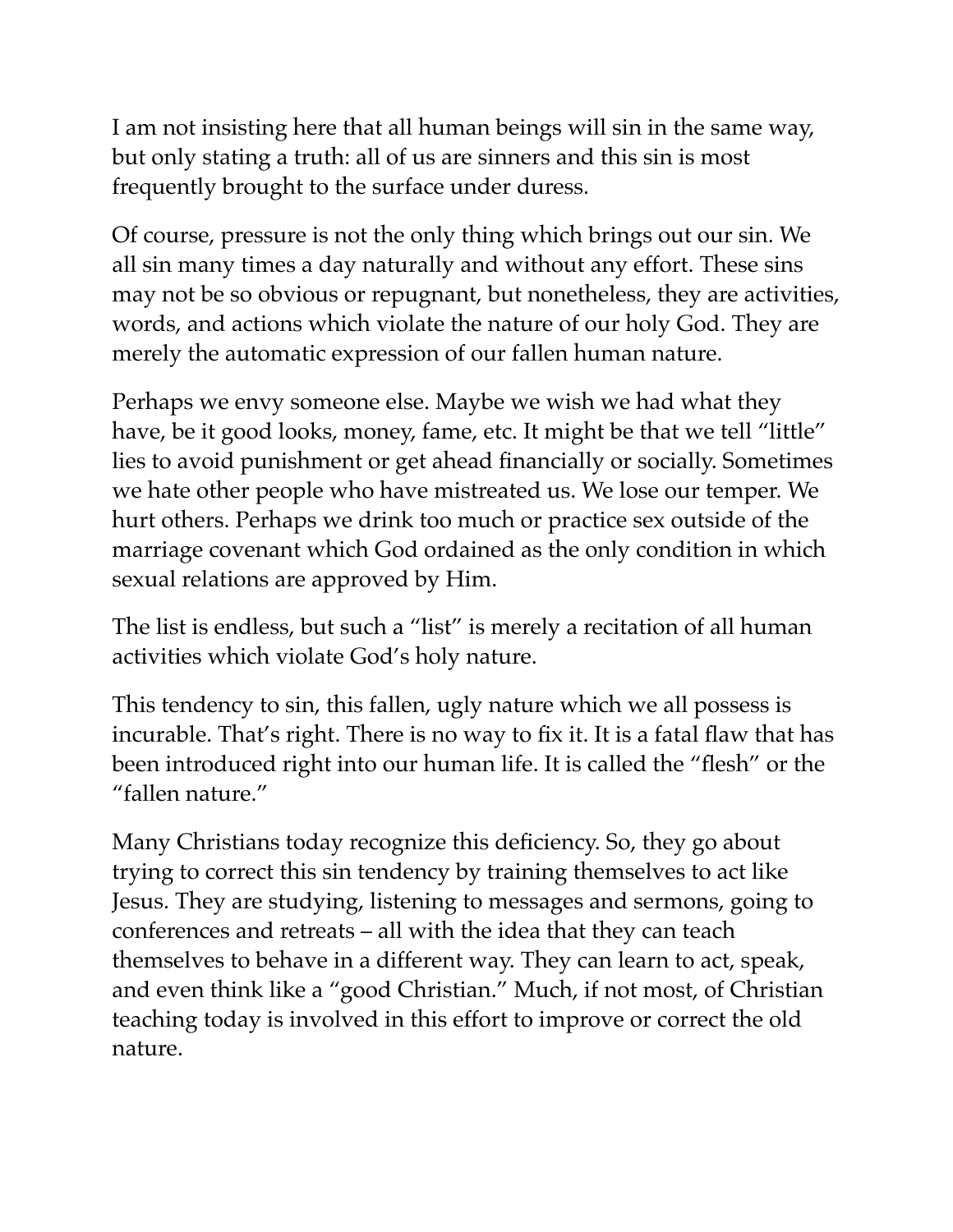I am not insisting here that all human beings will sin in the same way, but only stating a truth: all of us are sinners and this sin is most frequently brought to the surface under duress.

Of course, pressure is not the only thing which brings out our sin. We all sin many times a day naturally and without any effort. These sins may not be so obvious or repugnant, but nonetheless, they are activities, words, and actions which violate the nature of our holy God. They are merely the automatic expression of our fallen human nature.

Perhaps we envy someone else. Maybe we wish we had what they have, be it good looks, money, fame, etc. It might be that we tell "little" lies to avoid punishment or get ahead financially or socially. Sometimes we hate other people who have mistreated us. We lose our temper. We hurt others. Perhaps we drink too much or practice sex outside of the marriage covenant which God ordained as the only condition in which sexual relations are approved by Him.

The list is endless, but such a "list" is merely a recitation of all human activities which violate God's holy nature.

This tendency to sin, this fallen, ugly nature which we all possess is incurable. That's right. There is no way to fix it. It is a fatal flaw that has been introduced right into our human life. It is called the "flesh" or the "fallen nature."

Many Christians today recognize this deficiency. So, they go about trying to correct this sin tendency by training themselves to act like Jesus. They are studying, listening to messages and sermons, going to conferences and retreats – all with the idea that they can teach themselves to behave in a different way. They can learn to act, speak, and even think like a "good Christian." Much, if not most, of Christian teaching today is involved in this effort to improve or correct the old nature.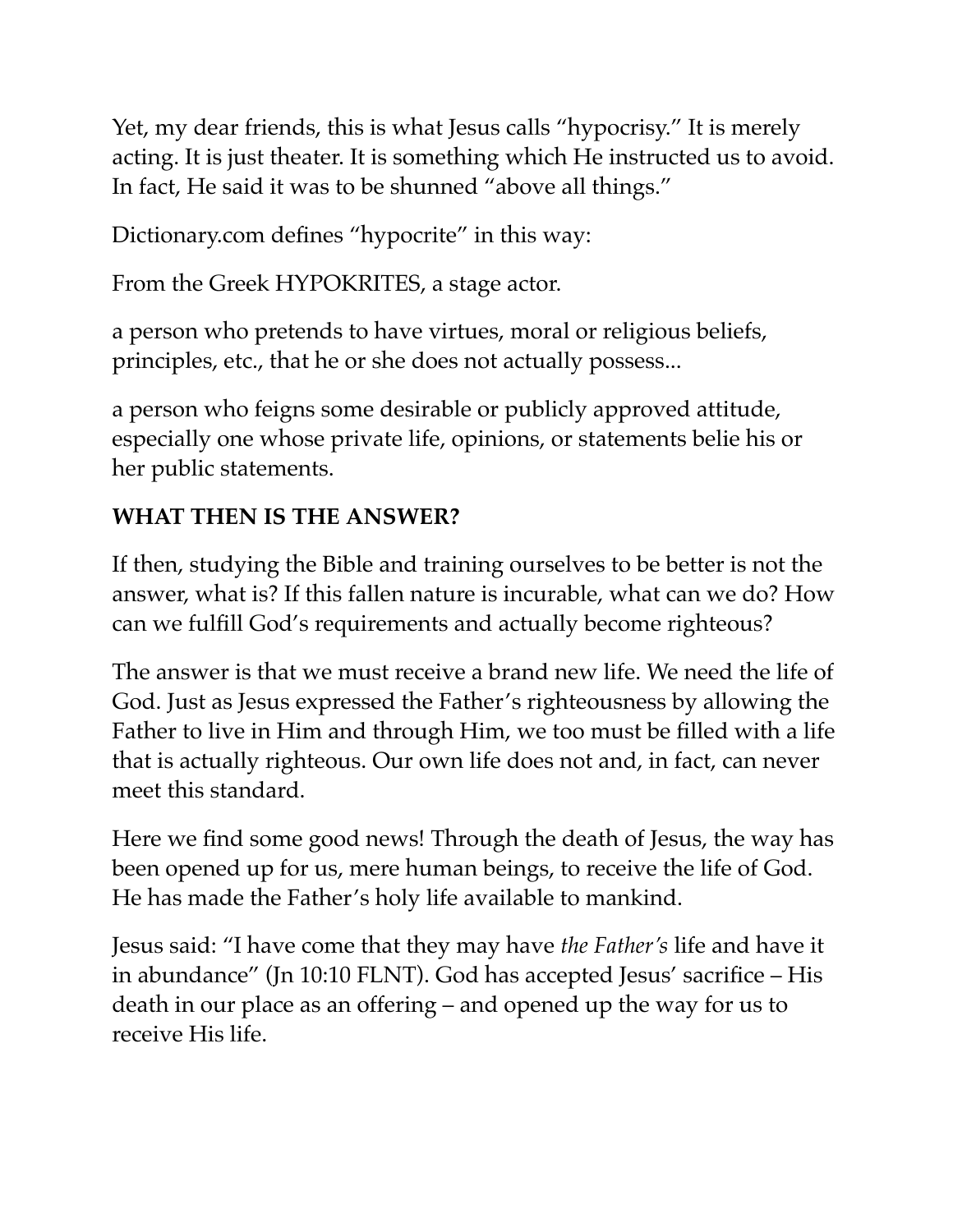Yet, my dear friends, this is what Jesus calls "hypocrisy." It is merely acting. It is just theater. It is something which He instructed us to avoid. In fact, He said it was to be shunned "above all things."

Dictionary.com defines "hypocrite" in this way:

From the Greek HYPOKRITES, a stage actor.

a person who pretends to have virtues, moral or religious beliefs, principles, etc., that he or she does not actually possess...

a person who feigns some desirable or publicly approved attitude, especially one whose private life, opinions, or statements belie his or her public statements.

**WHAT THEN IS THE ANSWER?**

If then, studying the Bible and training ourselves to be better is not the answer, what is? If this fallen nature is incurable, what can we do? How can we fulfill God's requirements and actually become righteous?

The answer is that we must receive a brand new life. We need the life of God. Just as Jesus expressed the Father's righteousness by allowing the Father to live in Him and through Him, we too must be filled with a life that is actually righteous. Our own life does not and, in fact, can never meet this standard.

Here we find some good news! Through the death of Jesus, the way has been opened up for us, mere human beings, to receive the life of God. He has made the Father's holy life available to mankind.

Jesus said: "I have come that they may have *the Father's* life and have it in abundance" (Jn 10:10 FLNT). God has accepted Jesus' sacrifice – His death in our place as an offering – and opened up the way for us to receive His life.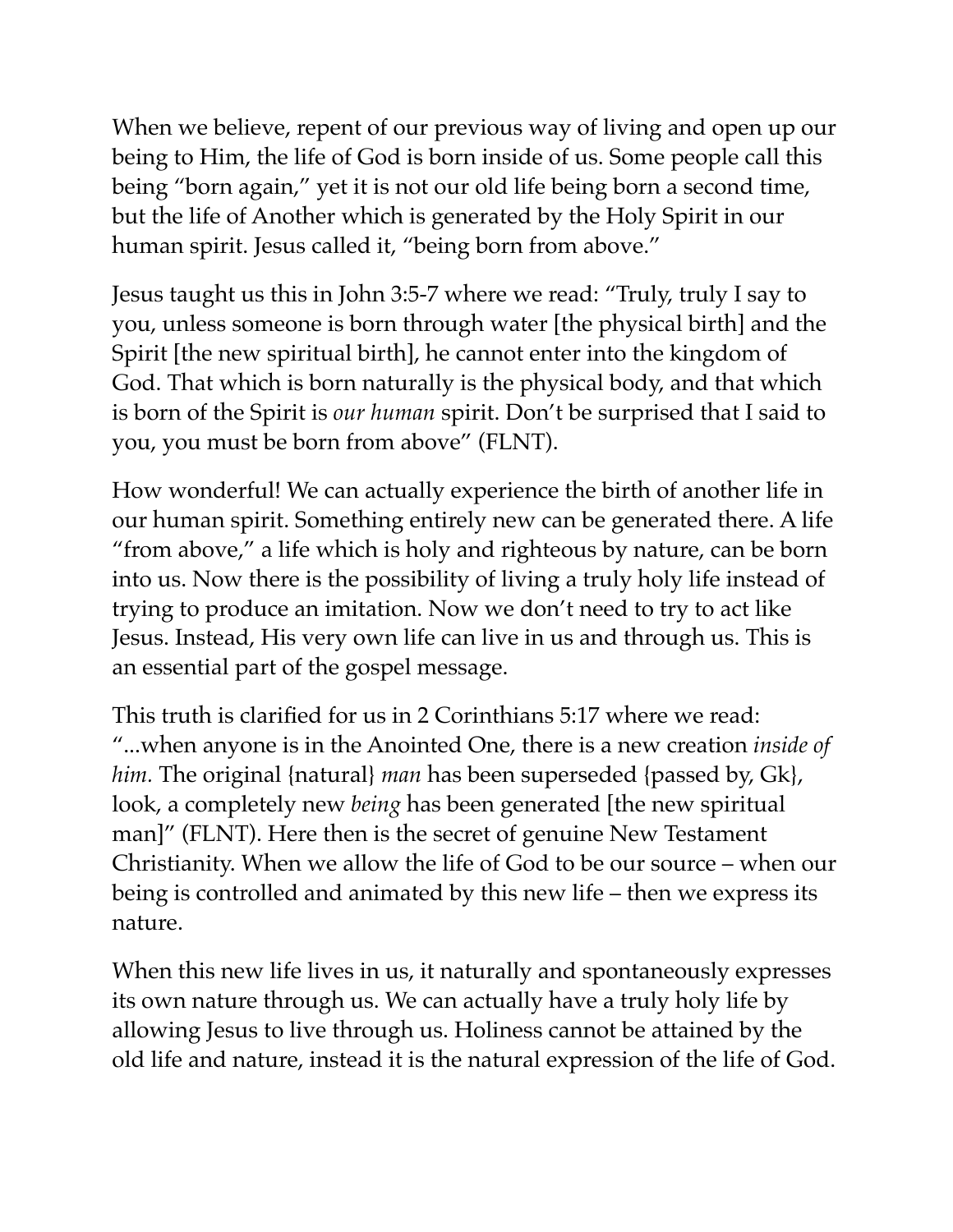When we believe, repent of our previous way of living and open up our being to Him, the life of God is born inside of us. Some people call this being "born again," yet it is not our old life being born a second time, but the life of Another which is generated by the Holy Spirit in our human spirit. Jesus called it, "being born from above."

Jesus taught us this in John 3:5-7 where we read: "Truly, truly I say to you, unless someone is born through water [the physical birth] and the Spirit [the new spiritual birth], he cannot enter into the kingdom of God. That which is born naturally is the physical body, and that which is born of the Spirit is *our human* spirit. Don't be surprised that I said to you, you must be born from above" (FLNT).

How wonderful! We can actually experience the birth of another life in our human spirit. Something entirely new can be generated there. A life "from above," a life which is holy and righteous by nature, can be born into us. Now there is the possibility of living a truly holy life instead of trying to produce an imitation. Now we don't need to try to act like Jesus. Instead, His very own life can live in us and through us. This is an essential part of the gospel message.

This truth is clarified for us in 2 Corinthians 5:17 where we read: "...when anyone is in the Anointed One, there is a new creation *inside of him.* The original {natural} *man* has been superseded {passed by, Gk}, look, a completely new *being* has been generated [the new spiritual man]" (FLNT). Here then is the secret of genuine New Testament Christianity. When we allow the life of God to be our source – when our being is controlled and animated by this new life – then we express its nature.

When this new life lives in us, it naturally and spontaneously expresses its own nature through us. We can actually have a truly holy life by allowing Jesus to live through us. Holiness cannot be attained by the old life and nature, instead it is the natural expression of the life of God.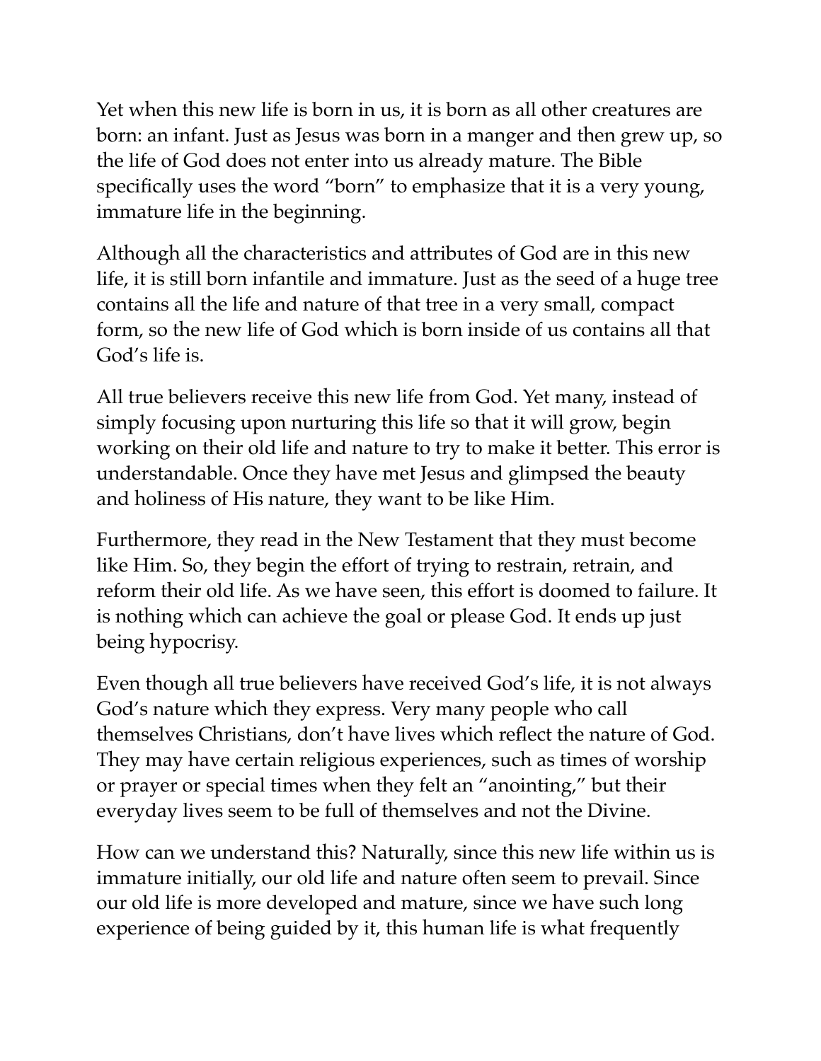Yet when this new life is born in us, it is born as all other creatures are born: an infant. Just as Jesus was born in a manger and then grew up, so the life of God does not enter into us already mature. The Bible specifically uses the word "born" to emphasize that it is a very young, immature life in the beginning.

Although all the characteristics and attributes of God are in this new life, it is still born infantile and immature. Just as the seed of a huge tree contains all the life and nature of that tree in a very small, compact form, so the new life of God which is born inside of us contains all that God's life is.

All true believers receive this new life from God. Yet many, instead of simply focusing upon nurturing this life so that it will grow, begin working on their old life and nature to try to make it better. This error is understandable. Once they have met Jesus and glimpsed the beauty and holiness of His nature, they want to be like Him.

Furthermore, they read in the New Testament that they must become like Him. So, they begin the effort of trying to restrain, retrain, and reform their old life. As we have seen, this effort is doomed to failure. It is nothing which can achieve the goal or please God. It ends up just being hypocrisy.

Even though all true believers have received God's life, it is not always God's nature which they express. Very many people who call themselves Christians, don't have lives which reflect the nature of God. They may have certain religious experiences, such as times of worship or prayer or special times when they felt an "anointing," but their everyday lives seem to be full of themselves and not the Divine.

How can we understand this? Naturally, since this new life within us is immature initially, our old life and nature often seem to prevail. Since our old life is more developed and mature, since we have such long experience of being guided by it, this human life is what frequently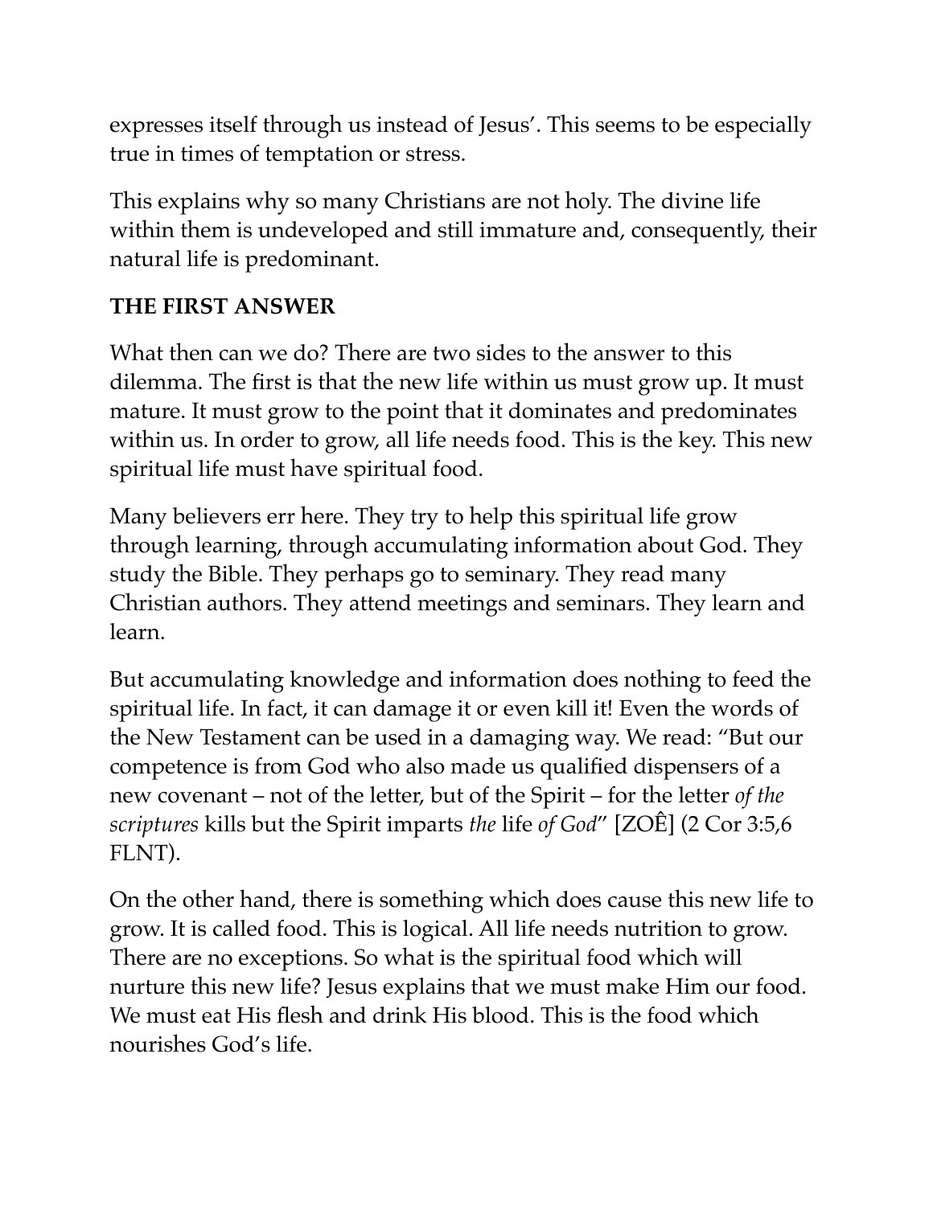expresses itself through us instead of Jesus'. This seems to be especially true in times of temptation or stress.

This explains why so many Christians are not holy. The divine life within them is undeveloped and still immature and, consequently, their natural life is predominant.

## THE FIRST ANSWER

What then can we do? There are two sides to the answer to this dilemma. The first is that the new life within us must grow up. It must mature. It must grow to the point that it dominates and predominates within us. In order to grow, all life needs food. This is the key. This new spiritual life must have spiritual food.

Many believers err here. They try to help this spiritual life grow through learning, through accumulating information about God. They study the Bible. They perhaps go to seminary. They read many Christian authors. They attend meetings and seminars. They learn and learn.

But accumulating knowledge and information does nothing to feed the spiritual life. In fact, it can damage it or even kill it! Even the words of the New Testament can be used in a damaging way. We read: "But our competence is from God who also made us qualified dispensers of a new covenant – not of the letter, but of the Spirit – for the letter *of the scriptures* kills but the Spirit imparts *the* life *of God*" [ZOÊ] (2 Cor 3:5,6 FLNT).

On the other hand, there is something which does cause this new life to grow. It is called food. This is logical. All life needs nutrition to grow. There are no exceptions. So what is the spiritual food which will nurture this new life? Jesus explains that we must make Him our food. We must eat His flesh and drink His blood. This is the food which nourishes God's life.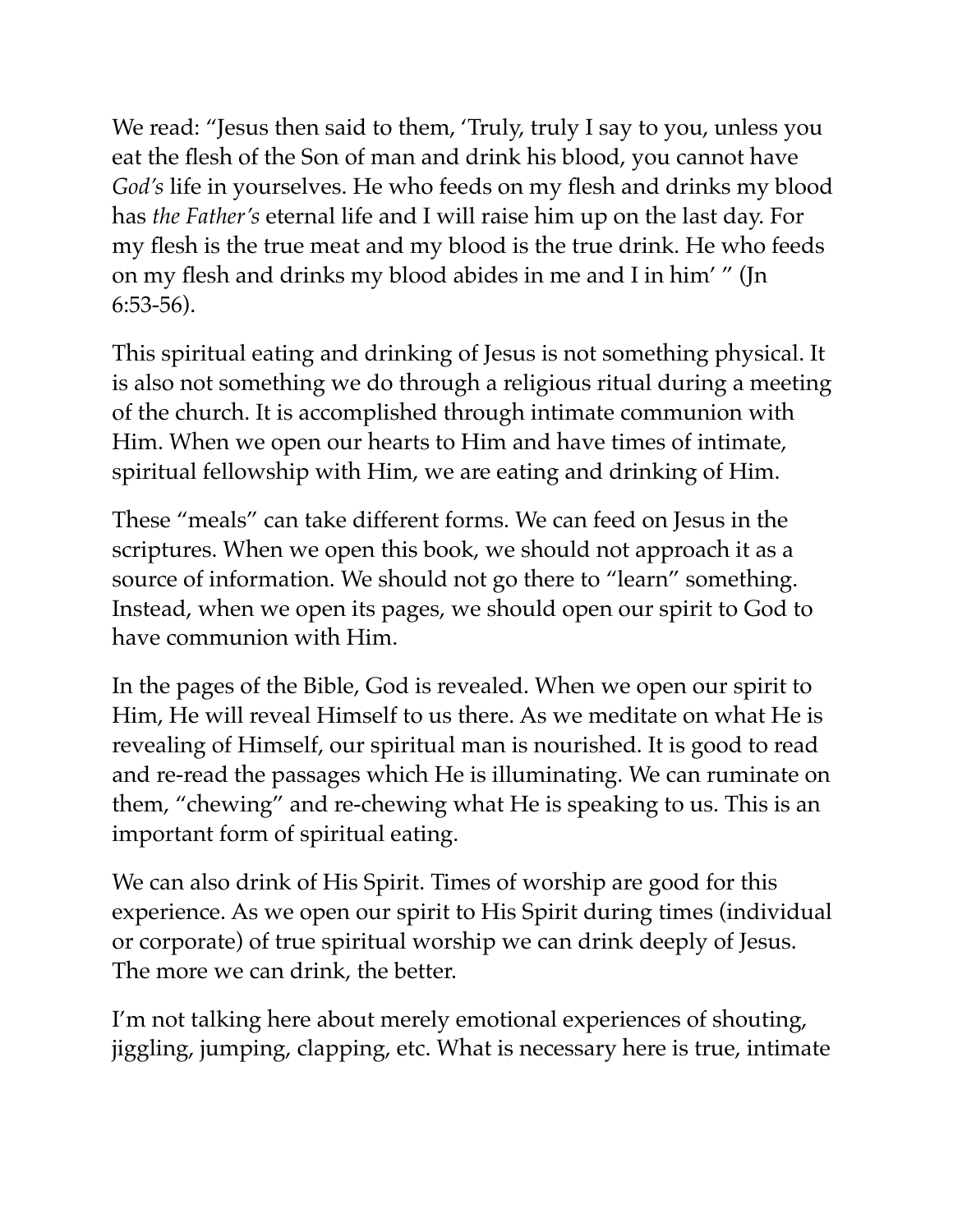We read: "Jesus then said to them, 'Truly, truly I say to you, unless you eat the flesh of the Son of man and drink his blood, you cannot have *God's* life in yourselves. He who feeds on my flesh and drinks my blood has *the Father's* eternal life and I will raise him up on the last day. For my flesh is the true meat and my blood is the true drink. He who feeds on my flesh and drinks my blood abides in me and I in him' " (Jn 6:53-56).

This spiritual eating and drinking of Jesus is not something physical. It is also not something we do through a religious ritual during a meeting of the church. It is accomplished through intimate communion with Him. When we open our hearts to Him and have times of intimate, spiritual fellowship with Him, we are eating and drinking of Him.

These "meals" can take different forms. We can feed on Jesus in the scriptures. When we open this book, we should not approach it as a source of information. We should not go there to "learn" something. Instead, when we open its pages, we should open our spirit to God to have communion with Him.

In the pages of the Bible, God is revealed. When we open our spirit to Him, He will reveal Himself to us there. As we meditate on what He is revealing of Himself, our spiritual man is nourished. It is good to read and re-read the passages which He is illuminating. We can ruminate on them, "chewing" and re-chewing what He is speaking to us. This is an important form of spiritual eating.

We can also drink of His Spirit. Times of worship are good for this experience. As we open our spirit to His Spirit during times (individual or corporate) of true spiritual worship we can drink deeply of Jesus. The more we can drink, the better.

I'm not talking here about merely emotional experiences of shouting, jiggling, jumping, clapping, etc. What is necessary here is true, intimate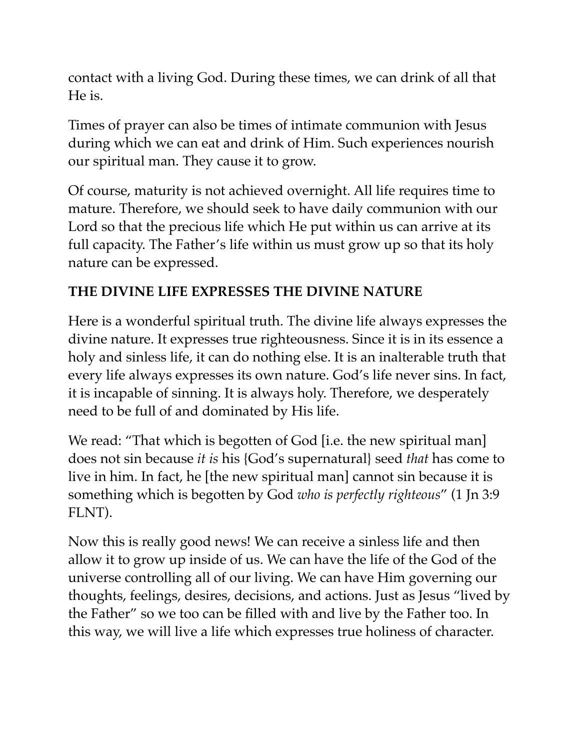contact with a living God. During these times, we can drink of all that He is.

Times of prayer can also be times of intimate communion with Jesus during which we can eat and drink of Him. Such experiences nourish our spiritual man. They cause it to grow.

Of course, maturity is not achieved overnight. All life requires time to mature. Therefore, we should seek to have daily communion with our Lord so that the precious life which He put within us can arrive at its full capacity. The Father's life within us must grow up so that its holy nature can be expressed.

**THE DIVINE LIFE EXPRESSES THE DIVINE NATURE**

Here is a wonderful spiritual truth. The divine life always expresses the divine nature. It expresses true righteousness. Since it is in its essence a holy and sinless life, it can do nothing else. It is an inalterable truth that every life always expresses its own nature. God's life never sins. In fact, it is incapable of sinning. It is always holy. Therefore, we desperately need to be full of and dominated by His life.

We read: "That which is begotten of God [i.e. the new spiritual man] does not sin because *it is* his {God's supernatural} seed *that* has come to live in him. In fact, he [the new spiritual man] cannot sin because it is something which is begotten by God *who is perfectly righteous*" (1 Jn 3:9 FLNT).

Now this is really good news! We can receive a sinless life and then allow it to grow up inside of us. We can have the life of the God of the universe controlling all of our living. We can have Him governing our thoughts, feelings, desires, decisions, and actions. Just as Jesus "lived by the Father" so we too can be filled with and live by the Father too. In this way, we will live a life which expresses true holiness of character.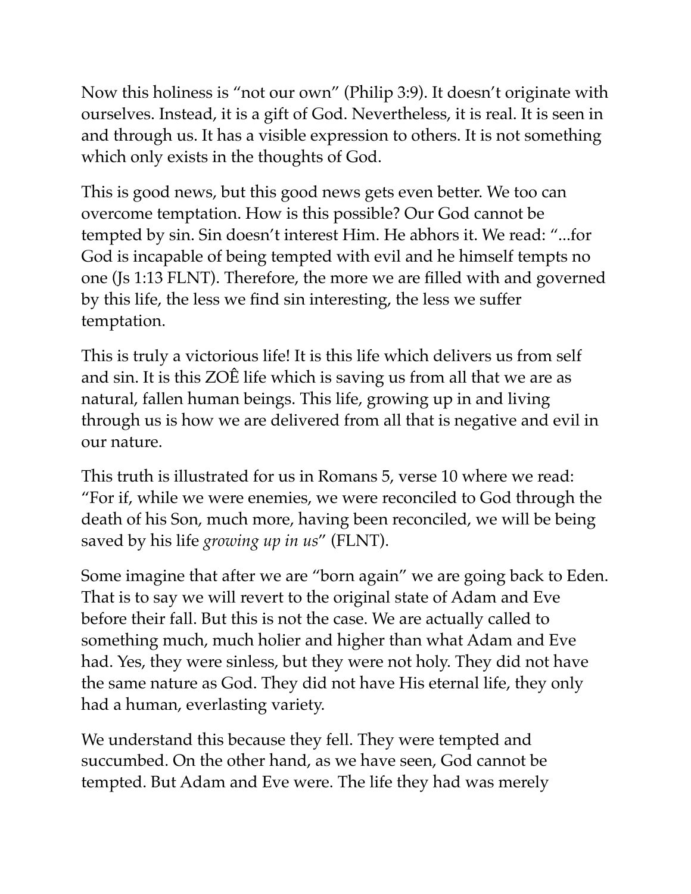Now this holiness is "not our own" (Philip 3:9). It doesn't originate with ourselves. Instead, it is a gift of God. Nevertheless, it is real. It is seen in and through us. It has a visible expression to others. It is not something which only exists in the thoughts of God.

This is good news, but this good news gets even better. We too can overcome temptation. How is this possible? Our God cannot be tempted by sin. Sin doesn't interest Him. He abhors it. We read: "...for God is incapable of being tempted with evil and he himself tempts no one (Js 1:13 FLNT). Therefore, the more we are filled with and governed by this life, the less we find sin interesting, the less we suffer temptation.

This is truly a victorious life! It is this life which delivers us from self and sin. It is this ZOÊ life which is saving us from all that we are as natural, fallen human beings. This life, growing up in and living through us is how we are delivered from all that is negative and evil in our nature.

This truth is illustrated for us in Romans 5, verse 10 where we read: "For if, while we were enemies, we were reconciled to God through the death of his Son, much more, having been reconciled, we will be being saved by his life *growing up in us*" (FLNT).

Some imagine that after we are "born again" we are going back to Eden. That is to say we will revert to the original state of Adam and Eve before their fall. But this is not the case. We are actually called to something much, much holier and higher than what Adam and Eve had. Yes, they were sinless, but they were not holy. They did not have the same nature as God. They did not have His eternal life, they only had a human, everlasting variety.

We understand this because they fell. They were tempted and succumbed. On the other hand, as we have seen, God cannot be tempted. But Adam and Eve were. The life they had was merely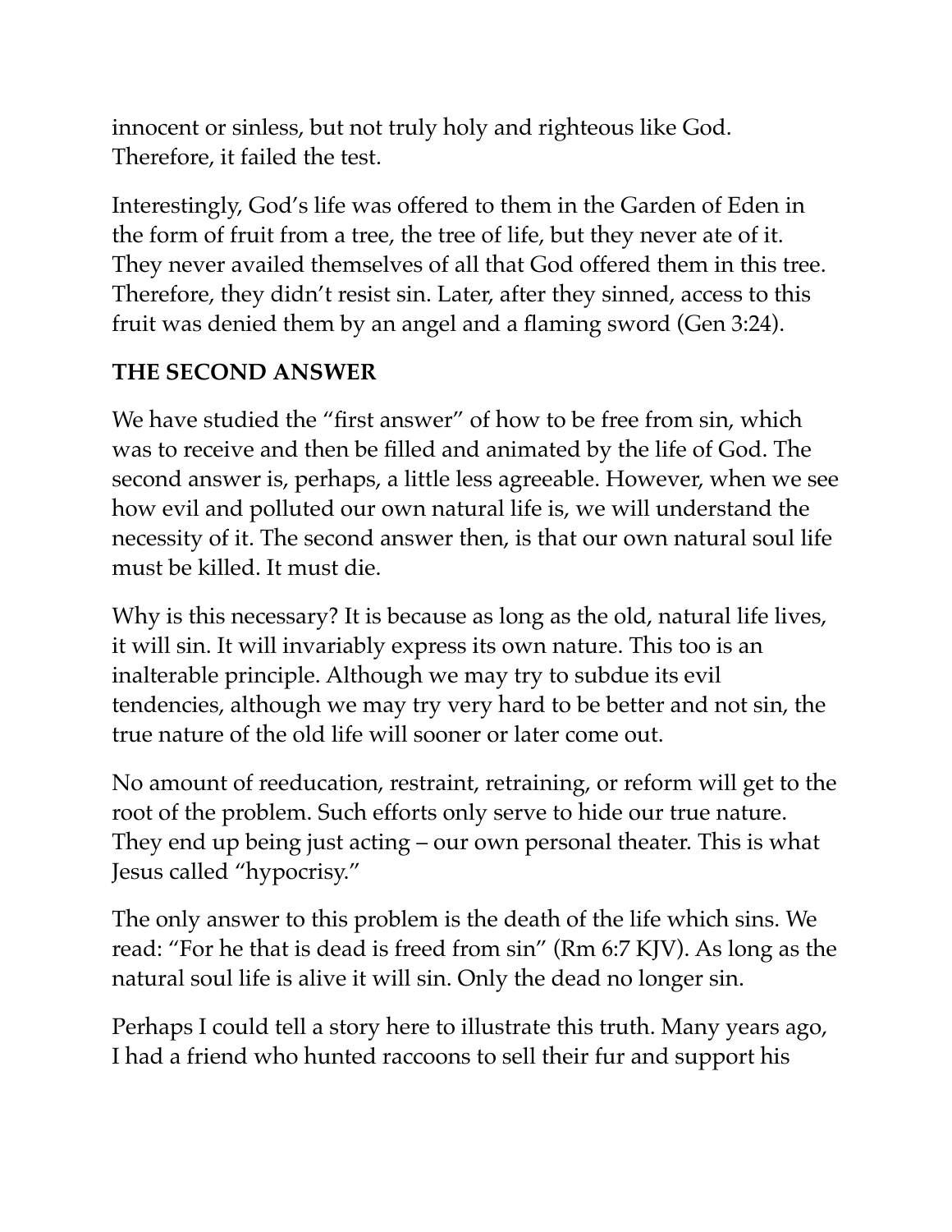innocent or sinless, but not truly holy and righteous like God. Therefore, it failed the test.

Interestingly, God's life was offered to them in the Garden of Eden in the form of fruit from a tree, the tree of life, but they never ate of it. They never availed themselves of all that God offered them in this tree. Therefore, they didn't resist sin. Later, after they sinned, access to this fruit was denied them by an angel and a flaming sword (Gen 3:24).

**THE SECOND ANSWER**

We have studied the "first answer" of how to be free from sin, which was to receive and then be filled and animated by the life of God. The second answer is, perhaps, a little less agreeable. However, when we see how evil and polluted our own natural life is, we will understand the necessity of it. The second answer then, is that our own natural soul life must be killed. It must die.

Why is this necessary? It is because as long as the old, natural life lives, it will sin. It will invariably express its own nature. This too is an inalterable principle. Although we may try to subdue its evil tendencies, although we may try very hard to be better and not sin, the true nature of the old life will sooner or later come out.

No amount of reeducation, restraint, retraining, or reform will get to the root of the problem. Such efforts only serve to hide our true nature. They end up being just acting – our own personal theater. This is what Jesus called "hypocrisy."

The only answer to this problem is the death of the life which sins. We read: "For he that is dead is freed from sin" (Rm 6:7 KJV). As long as the natural soul life is alive it will sin. Only the dead no longer sin.

Perhaps I could tell a story here to illustrate this truth. Many years ago, I had a friend who hunted raccoons to sell their fur and support his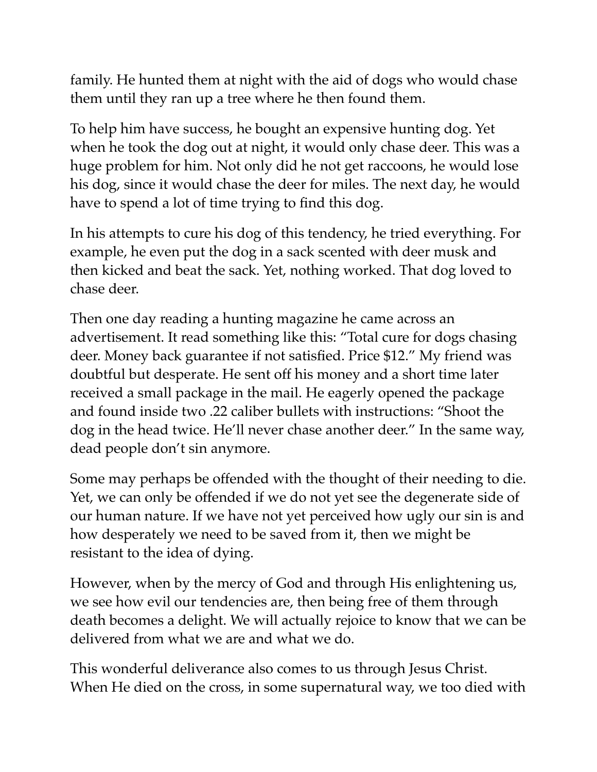family. He hunted them at night with the aid of dogs who would chase them until they ran up a tree where he then found them.

To help him have success, he bought an expensive hunting dog. Yet when he took the dog out at night, it would only chase deer. This was a huge problem for him. Not only did he not get raccoons, he would lose his dog, since it would chase the deer for miles. The next day, he would have to spend a lot of time trying to find this dog.

In his attempts to cure his dog of this tendency, he tried everything. For example, he even put the dog in a sack scented with deer musk and then kicked and beat the sack. Yet, nothing worked. That dog loved to chase deer.

Then one day reading a hunting magazine he came across an advertisement. It read something like this: "Total cure for dogs chasing deer. Money back guarantee if not satisfied. Price $12." My friend was doubtful but desperate. He sent off his money and a short time later received a small package in the mail. He eagerly opened the package and found inside two .22 caliber bullets with instructions: "Shoot the dog in the head twice. He'll never chase another deer." In the same way, dead people don't sin anymore.

Some may perhaps be offended with the thought of their needing to die. Yet, we can only be offended if we do not yet see the degenerate side of our human nature. If we have not yet perceived how ugly our sin is and how desperately we need to be saved from it, then we might be resistant to the idea of dying.

However, when by the mercy of God and through His enlightening us, we see how evil our tendencies are, then being free of them through death becomes a delight. We will actually rejoice to know that we can be delivered from what we are and what we do.

This wonderful deliverance also comes to us through Jesus Christ. When He died on the cross, in some supernatural way, we too died with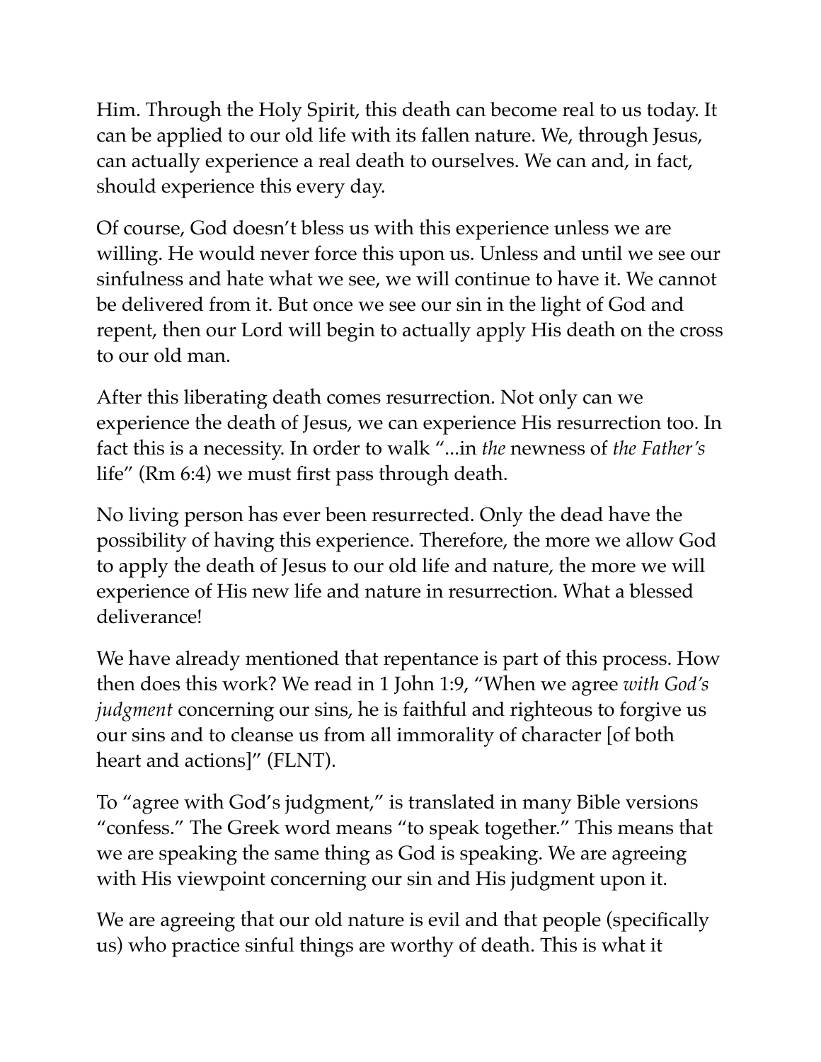Him. Through the Holy Spirit, this death can become real to us today. It can be applied to our old life with its fallen nature. We, through Jesus, can actually experience a real death to ourselves. We can and, in fact, should experience this every day.

Of course, God doesn't bless us with this experience unless we are willing. He would never force this upon us. Unless and until we see our sinfulness and hate what we see, we will continue to have it. We cannot be delivered from it. But once we see our sin in the light of God and repent, then our Lord will begin to actually apply His death on the cross to our old man.

After this liberating death comes resurrection. Not only can we experience the death of Jesus, we can experience His resurrection too. In fact this is a necessity. In order to walk "...in *the* newness of *the Father's* life" (Rm 6:4) we must first pass through death.

No living person has ever been resurrected. Only the dead have the possibility of having this experience. Therefore, the more we allow God to apply the death of Jesus to our old life and nature, the more we will experience of His new life and nature in resurrection. What a blessed deliverance!

We have already mentioned that repentance is part of this process. How then does this work? We read in 1 John 1:9, "When we agree *with God's judgment* concerning our sins, he is faithful and righteous to forgive us our sins and to cleanse us from all immorality of character [of both heart and actions]" (FLNT).

To "agree with God's judgment," is translated in many Bible versions "confess." The Greek word means "to speak together." This means that we are speaking the same thing as God is speaking. We are agreeing with His viewpoint concerning our sin and His judgment upon it.

We are agreeing that our old nature is evil and that people (specifically us) who practice sinful things are worthy of death. This is what it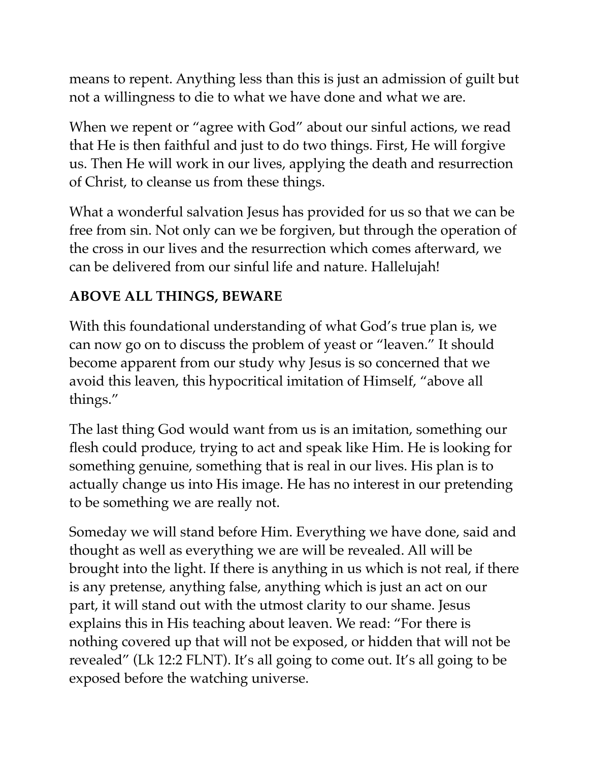means to repent. Anything less than this is just an admission of guilt but not a willingness to die to what we have done and what we are.

When we repent or "agree with God" about our sinful actions, we read that He is then faithful and just to do two things. First, He will forgive us. Then He will work in our lives, applying the death and resurrection of Christ, to cleanse us from these things.

What a wonderful salvation Jesus has provided for us so that we can be free from sin. Not only can we be forgiven, but through the operation of the cross in our lives and the resurrection which comes afterward, we can be delivered from our sinful life and nature. Hallelujah!

**ABOVE ALL THINGS, BEWARE**

With this foundational understanding of what God's true plan is, we can now go on to discuss the problem of yeast or "leaven." It should become apparent from our study why Jesus is so concerned that we avoid this leaven, this hypocritical imitation of Himself, "above all things."

The last thing God would want from us is an imitation, something our flesh could produce, trying to act and speak like Him. He is looking for something genuine, something that is real in our lives. His plan is to actually change us into His image. He has no interest in our pretending to be something we are really not.

Someday we will stand before Him. Everything we have done, said and thought as well as everything we are will be revealed. All will be brought into the light. If there is anything in us which is not real, if there is any pretense, anything false, anything which is just an act on our part, it will stand out with the utmost clarity to our shame. Jesus explains this in His teaching about leaven. We read: "For there is nothing covered up that will not be exposed, or hidden that will not be revealed" (Lk 12:2 FLNT). It's all going to come out. It's all going to be exposed before the watching universe.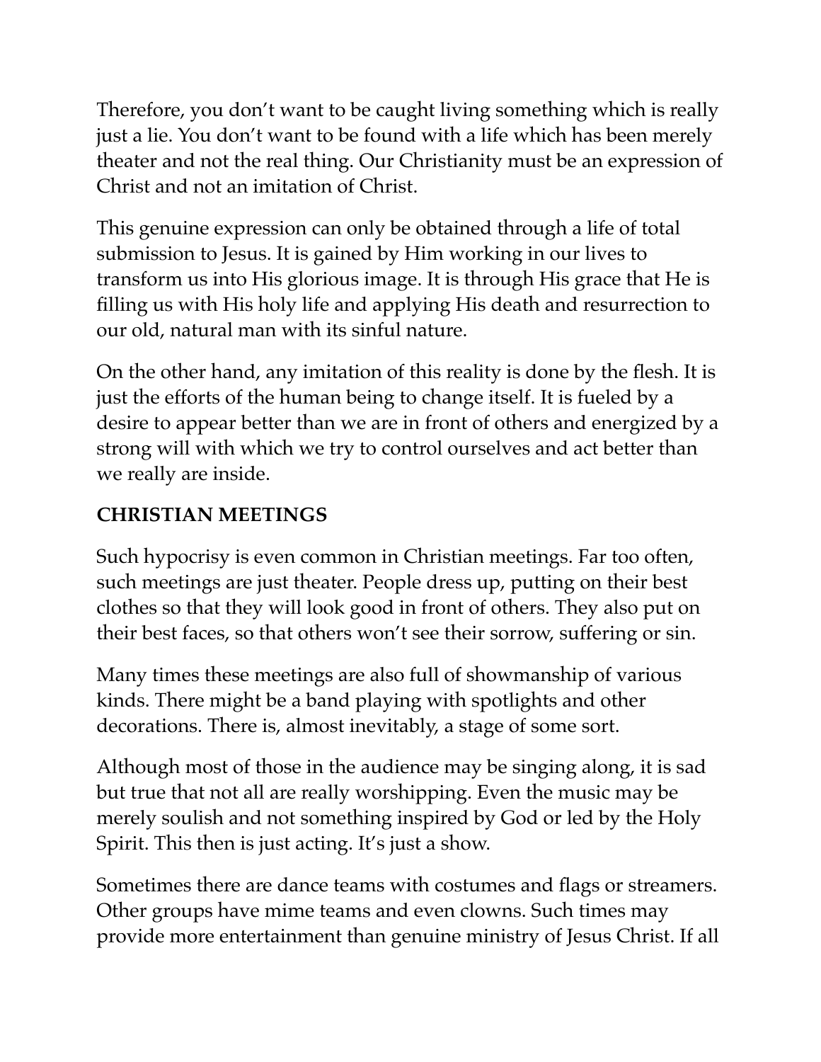Therefore, you don't want to be caught living something which is really just a lie. You don't want to be found with a life which has been merely theater and not the real thing. Our Christianity must be an expression of Christ and not an imitation of Christ.

This genuine expression can only be obtained through a life of total submission to Jesus. It is gained by Him working in our lives to transform us into His glorious image. It is through His grace that He is filling us with His holy life and applying His death and resurrection to our old, natural man with its sinful nature.

On the other hand, any imitation of this reality is done by the flesh. It is just the efforts of the human being to change itself. It is fueled by a desire to appear better than we are in front of others and energized by a strong will with which we try to control ourselves and act better than we really are inside.

## CHRISTIAN MEETINGS

Such hypocrisy is even common in Christian meetings. Far too often, such meetings are just theater. People dress up, putting on their best clothes so that they will look good in front of others. They also put on their best faces, so that others won't see their sorrow, suffering or sin.

Many times these meetings are also full of showmanship of various kinds. There might be a band playing with spotlights and other decorations. There is, almost inevitably, a stage of some sort.

Although most of those in the audience may be singing along, it is sad but true that not all are really worshipping. Even the music may be merely soulish and not something inspired by God or led by the Holy Spirit. This then is just acting. It's just a show.

Sometimes there are dance teams with costumes and flags or streamers. Other groups have mime teams and even clowns. Such times may provide more entertainment than genuine ministry of Jesus Christ. If all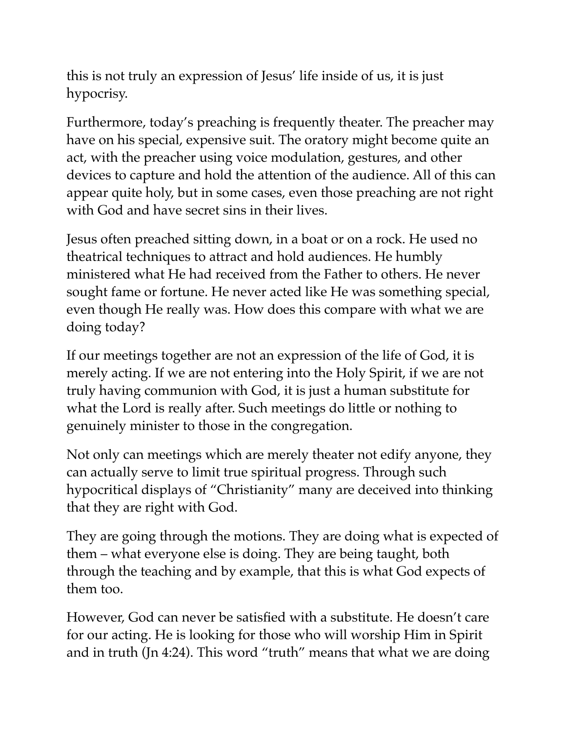this is not truly an expression of Jesus' life inside of us, it is just hypocrisy.

Furthermore, today's preaching is frequently theater. The preacher may have on his special, expensive suit. The oratory might become quite an act, with the preacher using voice modulation, gestures, and other devices to capture and hold the attention of the audience. All of this can appear quite holy, but in some cases, even those preaching are not right with God and have secret sins in their lives.

Jesus often preached sitting down, in a boat or on a rock. He used no theatrical techniques to attract and hold audiences. He humbly ministered what He had received from the Father to others. He never sought fame or fortune. He never acted like He was something special, even though He really was. How does this compare with what we are doing today?

If our meetings together are not an expression of the life of God, it is merely acting. If we are not entering into the Holy Spirit, if we are not truly having communion with God, it is just a human substitute for what the Lord is really after. Such meetings do little or nothing to genuinely minister to those in the congregation.

Not only can meetings which are merely theater not edify anyone, they can actually serve to limit true spiritual progress. Through such hypocritical displays of "Christianity" many are deceived into thinking that they are right with God.

They are going through the motions. They are doing what is expected of them – what everyone else is doing. They are being taught, both through the teaching and by example, that this is what God expects of them too.

However, God can never be satisfied with a substitute. He doesn't care for our acting. He is looking for those who will worship Him in Spirit and in truth (Jn 4:24). This word "truth" means that what we are doing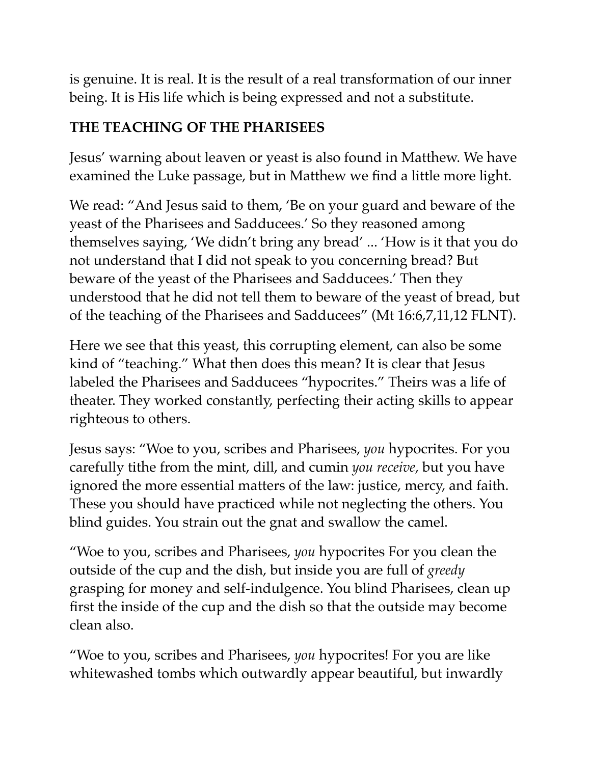is genuine. It is real. It is the result of a real transformation of our inner being. It is His life which is being expressed and not a substitute.

**THE TEACHING OF THE PHARISEES**

Jesus' warning about leaven or yeast is also found in Matthew. We have examined the Luke passage, but in Matthew we find a little more light.

We read: "And Jesus said to them, 'Be on your guard and beware of the yeast of the Pharisees and Sadducees.' So they reasoned among themselves saying, 'We didn't bring any bread' ... 'How is it that you do not understand that I did not speak to you concerning bread? But beware of the yeast of the Pharisees and Sadducees.' Then they understood that he did not tell them to beware of the yeast of bread, but of the teaching of the Pharisees and Sadducees" (Mt 16:6,7,11,12 FLNT).

Here we see that this yeast, this corrupting element, can also be some kind of "teaching." What then does this mean? It is clear that Jesus labeled the Pharisees and Sadducees "hypocrites." Theirs was a life of theater. They worked constantly, perfecting their acting skills to appear righteous to others.

Jesus says: "Woe to you, scribes and Pharisees, *you* hypocrites. For you carefully tithe from the mint, dill, and cumin *you receive*, but you have ignored the more essential matters of the law: justice, mercy, and faith. These you should have practiced while not neglecting the others. You blind guides. You strain out the gnat and swallow the camel.

"Woe to you, scribes and Pharisees, *you* hypocrites For you clean the outside of the cup and the dish, but inside you are full of *greedy* grasping for money and self-indulgence. You blind Pharisees, clean up first the inside of the cup and the dish so that the outside may become clean also.

"Woe to you, scribes and Pharisees, *you* hypocrites! For you are like whitewashed tombs which outwardly appear beautiful, but inwardly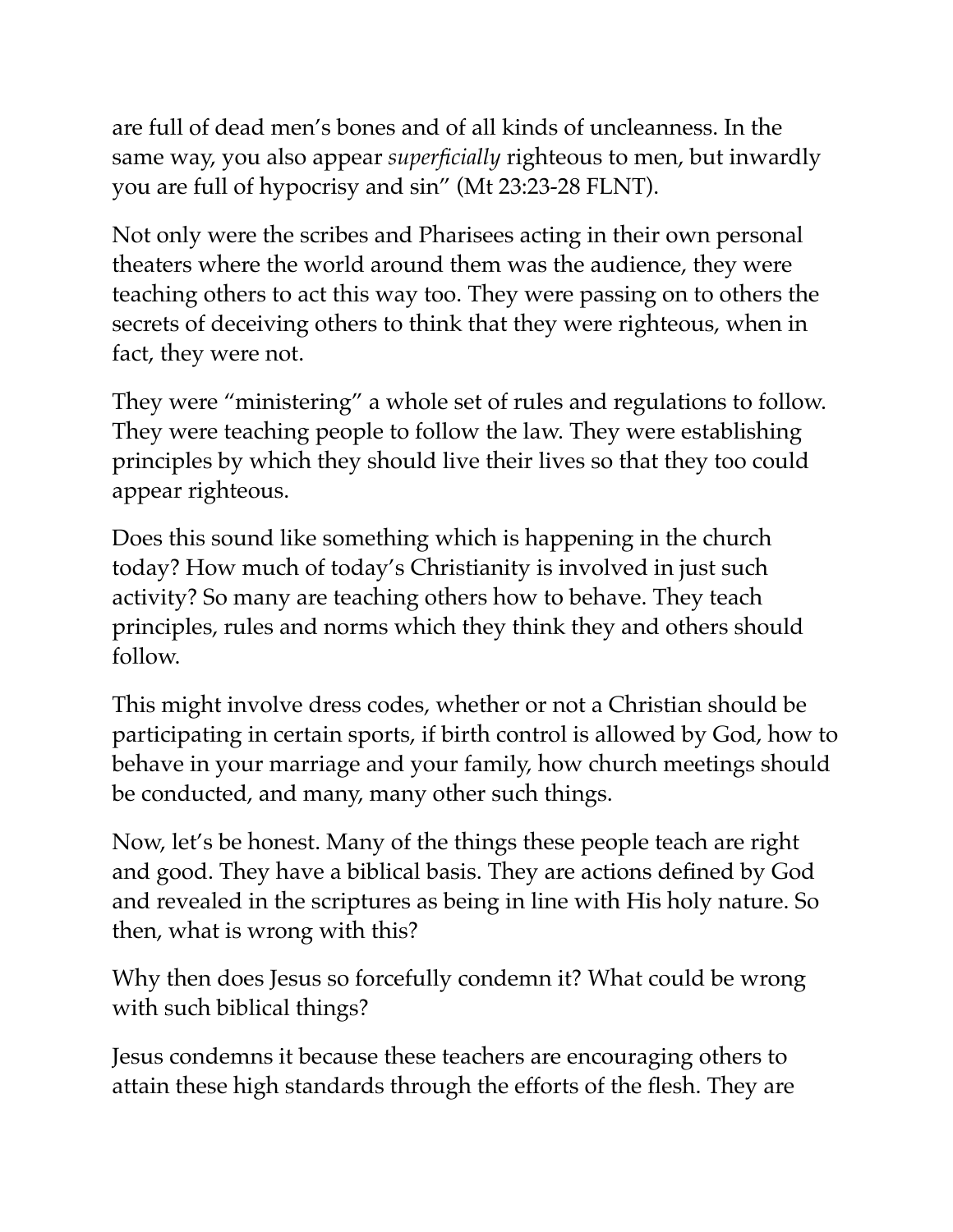are full of dead men's bones and of all kinds of uncleanness. In the same way, you also appear *superficially* righteous to men, but inwardly you are full of hypocrisy and sin" (Mt 23:23-28 FLNT).

Not only were the scribes and Pharisees acting in their own personal theaters where the world around them was the audience, they were teaching others to act this way too. They were passing on to others the secrets of deceiving others to think that they were righteous, when in fact, they were not.

They were "ministering" a whole set of rules and regulations to follow. They were teaching people to follow the law. They were establishing principles by which they should live their lives so that they too could appear righteous.

Does this sound like something which is happening in the church today? How much of today's Christianity is involved in just such activity? So many are teaching others how to behave. They teach principles, rules and norms which they think they and others should follow.

This might involve dress codes, whether or not a Christian should be participating in certain sports, if birth control is allowed by God, how to behave in your marriage and your family, how church meetings should be conducted, and many, many other such things.

Now, let's be honest. Many of the things these people teach are right and good. They have a biblical basis. They are actions defined by God and revealed in the scriptures as being in line with His holy nature. So then, what is wrong with this?

Why then does Jesus so forcefully condemn it? What could be wrong with such biblical things?

Jesus condemns it because these teachers are encouraging others to attain these high standards through the efforts of the flesh. They are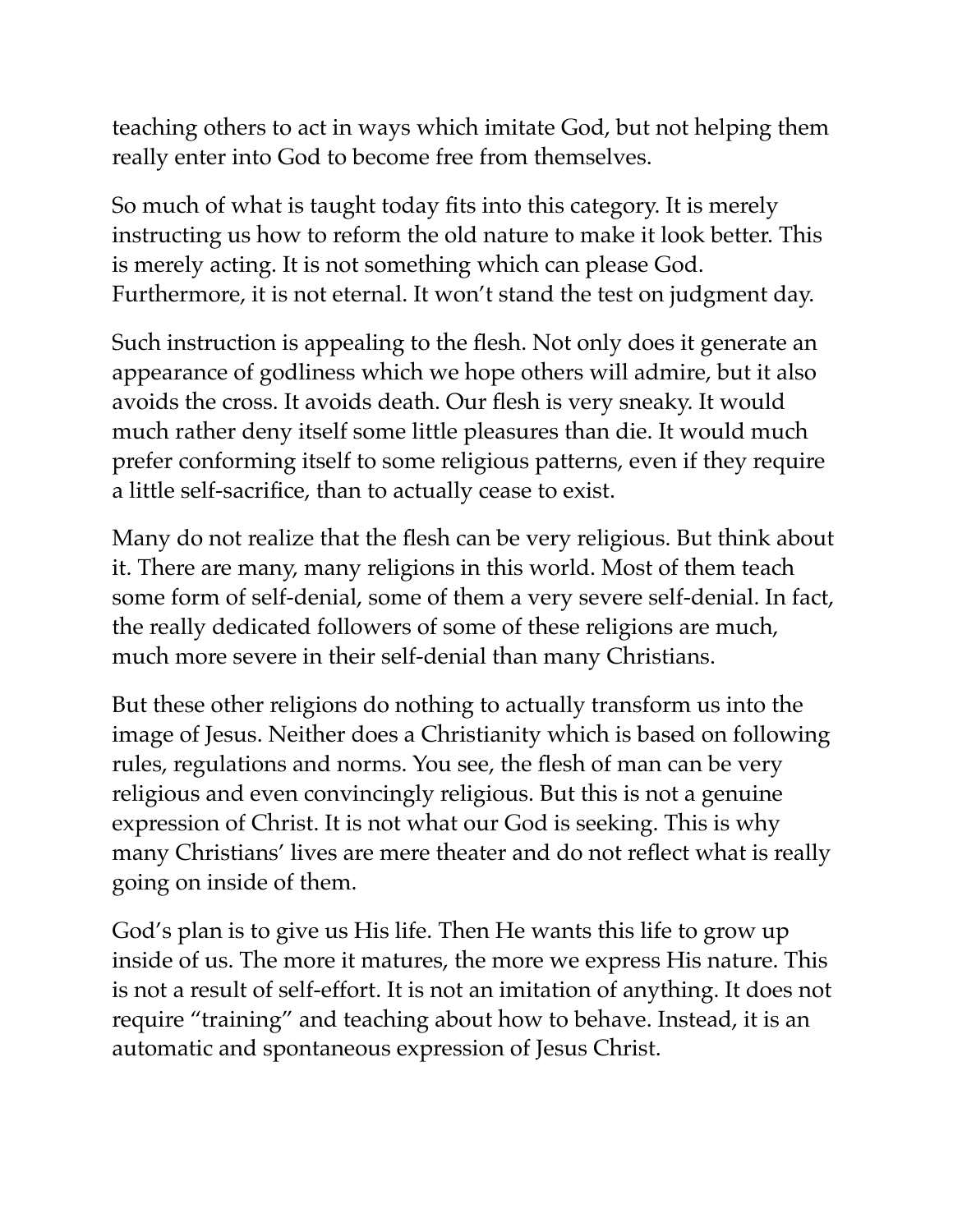teaching others to act in ways which imitate God, but not helping them really enter into God to become free from themselves.

So much of what is taught today fits into this category. It is merely instructing us how to reform the old nature to make it look better. This is merely acting. It is not something which can please God. Furthermore, it is not eternal. It won't stand the test on judgment day.

Such instruction is appealing to the flesh. Not only does it generate an appearance of godliness which we hope others will admire, but it also avoids the cross. It avoids death. Our flesh is very sneaky. It would much rather deny itself some little pleasures than die. It would much prefer conforming itself to some religious patterns, even if they require a little self-sacrifice, than to actually cease to exist.

Many do not realize that the flesh can be very religious. But think about it. There are many, many religions in this world. Most of them teach some form of self-denial, some of them a very severe self-denial. In fact, the really dedicated followers of some of these religions are much, much more severe in their self-denial than many Christians.

But these other religions do nothing to actually transform us into the image of Jesus. Neither does a Christianity which is based on following rules, regulations and norms. You see, the flesh of man can be very religious and even convincingly religious. But this is not a genuine expression of Christ. It is not what our God is seeking. This is why many Christians' lives are mere theater and do not reflect what is really going on inside of them.

God's plan is to give us His life. Then He wants this life to grow up inside of us. The more it matures, the more we express His nature. This is not a result of self-effort. It is not an imitation of anything. It does not require "training" and teaching about how to behave. Instead, it is an automatic and spontaneous expression of Jesus Christ.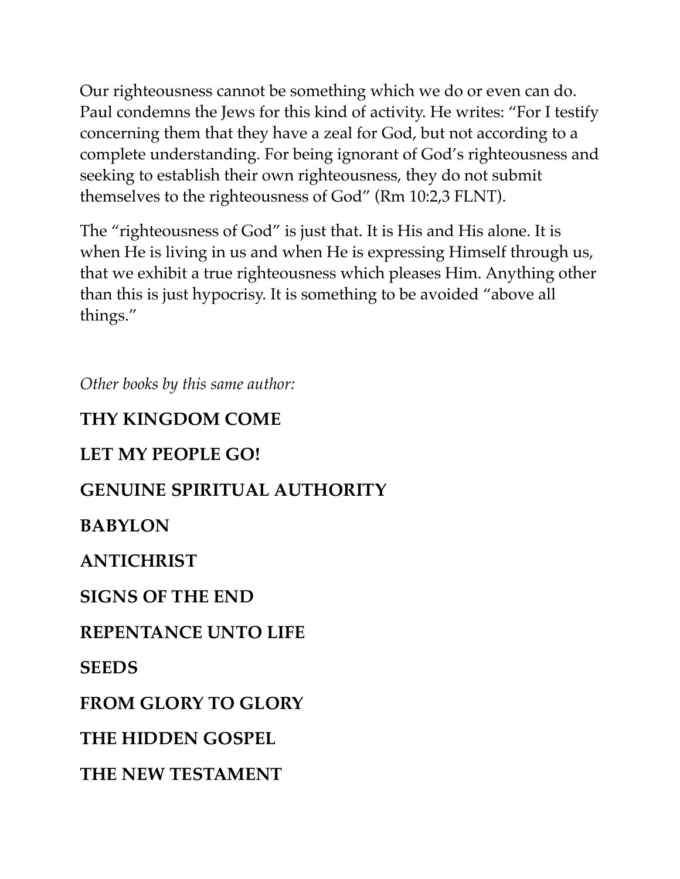Our righteousness cannot be something which we do or even can do. Paul condemns the Jews for this kind of activity. He writes: "For I testify concerning them that they have a zeal for God, but not according to a complete understanding. For being ignorant of God's righteousness and seeking to establish their own righteousness, they do not submit themselves to the righteousness of God" (Rm 10:2,3 FLNT).

The "righteousness of God" is just that. It is His and His alone. It is when He is living in us and when He is expressing Himself through us, that we exhibit a true righteousness which pleases Him. Anything other than this is just hypocrisy. It is something to be avoided "above all things."

*Other books by this same author:*

**THY KINGDOM COME**

**LET MY PEOPLE GO!**

**GENUINE SPIRITUAL AUTHORITY**

**BABYLON**

**ANTICHRIST**

**SIGNS OF THE END**

**REPENTANCE UNTO LIFE**

**SEEDS**

**FROM GLORY TO GLORY**

**THE HIDDEN GOSPEL**

**THE NEW TESTAMENT**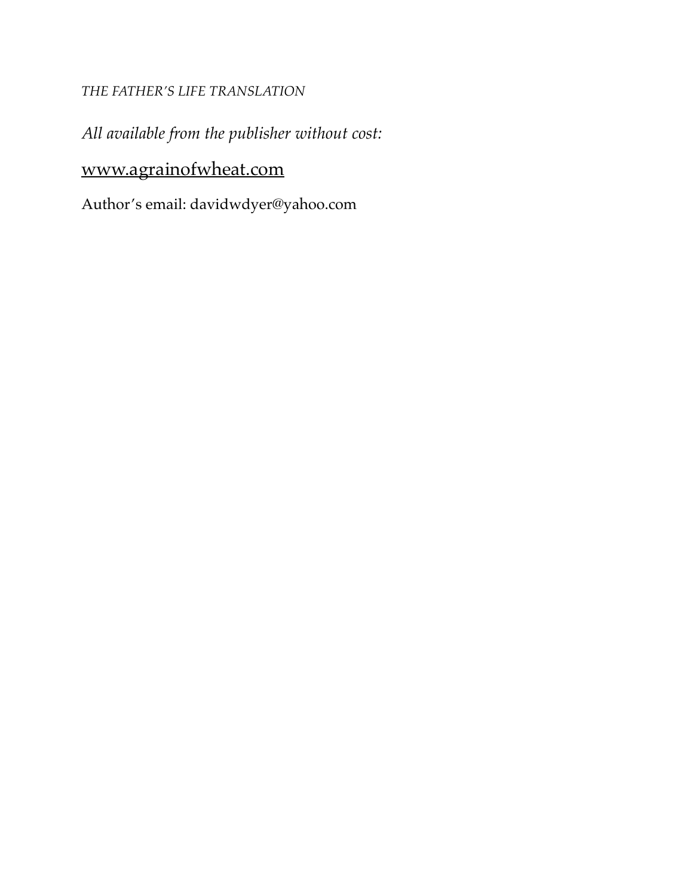*THE FATHER'S LIFE TRANSLATION*

*All available from the publisher without cost:*

www.agrainofwheat.com

Author's email: davidwdyer@yahoo.com